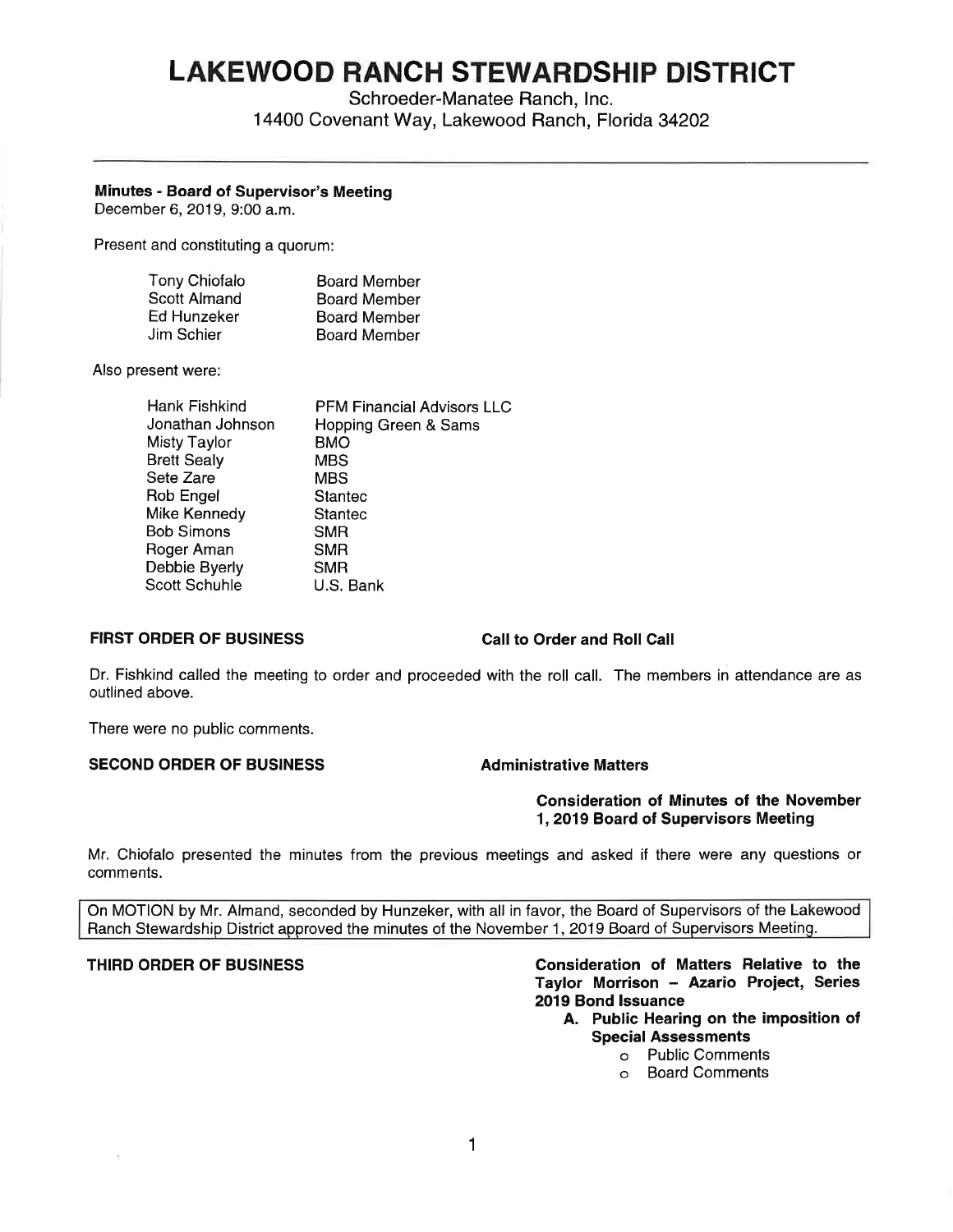# LAKEWOOD RANCH STEWARDSHIP DISTRICT

Schroeder-Manatee Ranch, Inc.
14400 Covenant Way, Lakewood Ranch, Florida 34202

---

**Minutes - Board of Supervisor's Meeting**
December 6, 2019, 9:00 a.m.

Present and constituting a quorum:

| | |
|---|---|
| Tony Chiofalo | Board Member |
| Scott Almand | Board Member |
| Ed Hunzeker | Board Member |
| Jim Schier | Board Member |

Also present were:

| | |
|---|---|
| Hank Fishkind | PFM Financial Advisors LLC |
| Jonathan Johnson | Hopping Green & Sams |
| Misty Taylor | BMO |
| Brett Sealy | MBS |
| Sete Zare | MBS |
| Rob Engel | Stantec |
| Mike Kennedy | Stantec |
| Bob Simons | SMR |
| Roger Aman | SMR |
| Debbie Byerly | SMR |
| Scott Schuhle | U.S. Bank |

**FIRST ORDER OF BUSINESS** — **Call to Order and Roll Call**

Dr. Fishkind called the meeting to order and proceeded with the roll call. The members in attendance are as outlined above.

There were no public comments.

**SECOND ORDER OF BUSINESS** — **Administrative Matters**

**Consideration of Minutes of the November 1, 2019 Board of Supervisors Meeting**

Mr. Chiofalo presented the minutes from the previous meetings and asked if there were any questions or comments.

> On MOTION by Mr. Almand, seconded by Hunzeker, with all in favor, the Board of Supervisors of the Lakewood Ranch Stewardship District approved the minutes of the November 1, 2019 Board of Supervisors Meeting.

**THIRD ORDER OF BUSINESS** — **Consideration of Matters Relative to the Taylor Morrison – Azario Project, Series 2019 Bond Issuance**

**A. Public Hearing on the imposition of Special Assessments**
- Public Comments
- Board Comments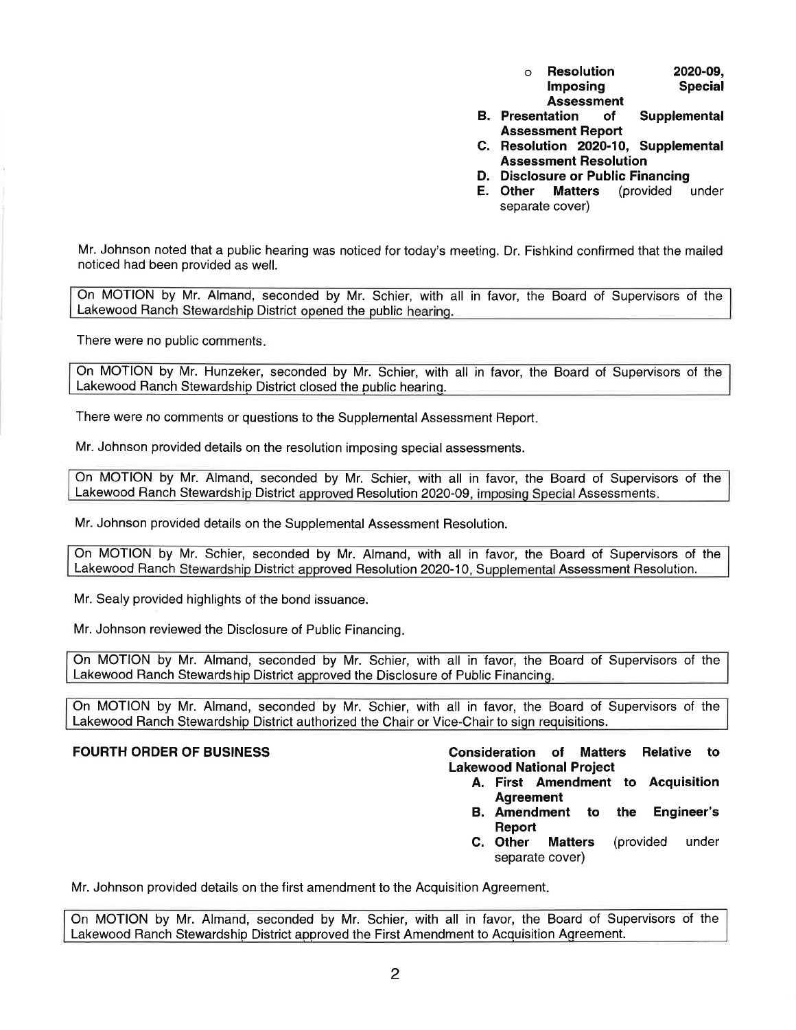- Resolution 2020-09, Imposing Special Assessment

**B. Presentation of Supplemental Assessment Report**

**C. Resolution 2020-10, Supplemental Assessment Resolution**

**D. Disclosure or Public Financing**

**E. Other Matters** (provided under separate cover)

Mr. Johnson noted that a public hearing was noticed for today's meeting. Dr. Fishkind confirmed that the mailed noticed had been provided as well.

> On MOTION by Mr. Almand, seconded by Mr. Schier, with all in favor, the Board of Supervisors of the Lakewood Ranch Stewardship District opened the public hearing.

There were no public comments.

> On MOTION by Mr. Hunzeker, seconded by Mr. Schier, with all in favor, the Board of Supervisors of the Lakewood Ranch Stewardship District closed the public hearing.

There were no comments or questions to the Supplemental Assessment Report.

Mr. Johnson provided details on the resolution imposing special assessments.

> On MOTION by Mr. Almand, seconded by Mr. Schier, with all in favor, the Board of Supervisors of the Lakewood Ranch Stewardship District approved Resolution 2020-09, imposing Special Assessments.

Mr. Johnson provided details on the Supplemental Assessment Resolution.

> On MOTION by Mr. Schier, seconded by Mr. Almand, with all in favor, the Board of Supervisors of the Lakewood Ranch Stewardship District approved Resolution 2020-10, Supplemental Assessment Resolution.

Mr. Sealy provided highlights of the bond issuance.

Mr. Johnson reviewed the Disclosure of Public Financing.

> On MOTION by Mr. Almand, seconded by Mr. Schier, with all in favor, the Board of Supervisors of the Lakewood Ranch Stewardship District approved the Disclosure of Public Financing.

> On MOTION by Mr. Almand, seconded by Mr. Schier, with all in favor, the Board of Supervisors of the Lakewood Ranch Stewardship District authorized the Chair or Vice-Chair to sign requisitions.

**FOURTH ORDER OF BUSINESS** — **Consideration of Matters Relative to Lakewood National Project**

**A. First Amendment to Acquisition Agreement**

**B. Amendment to the Engineer's Report**

**C. Other Matters** (provided under separate cover)

Mr. Johnson provided details on the first amendment to the Acquisition Agreement.

> On MOTION by Mr. Almand, seconded by Mr. Schier, with all in favor, the Board of Supervisors of the Lakewood Ranch Stewardship District approved the First Amendment to Acquisition Agreement.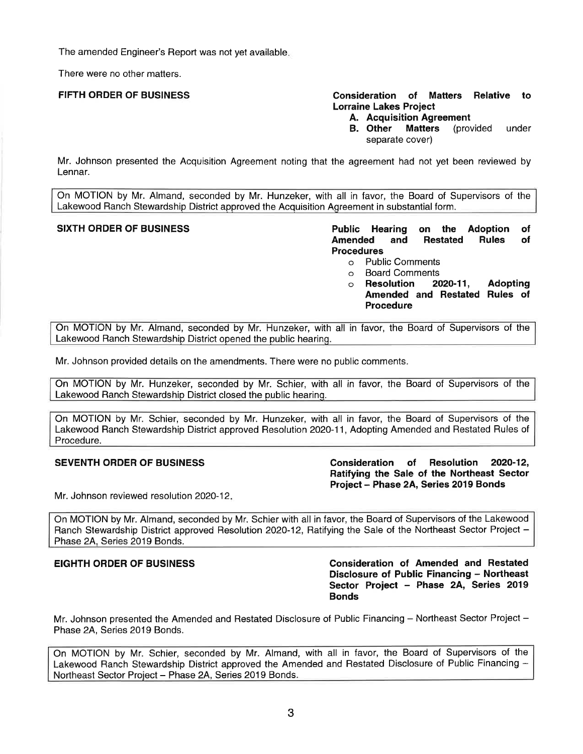The amended Engineer's Report was not yet available.

There were no other matters.

**FIFTH ORDER OF BUSINESS** **Consideration of Matters Relative to Lorraine Lakes Project**

**A. Acquisition Agreement**
**B. Other Matters** (provided under separate cover)

Mr. Johnson presented the Acquisition Agreement noting that the agreement had not yet been reviewed by Lennar.

> On MOTION by Mr. Almand, seconded by Mr. Hunzeker, with all in favor, the Board of Supervisors of the Lakewood Ranch Stewardship District approved the Acquisition Agreement in substantial form.

**SIXTH ORDER OF BUSINESS** **Public Hearing on the Adoption of Amended and Restated Rules of Procedures**

- Public Comments
- Board Comments
- **Resolution 2020-11, Adopting Amended and Restated Rules of Procedure**

> On MOTION by Mr. Almand, seconded by Mr. Hunzeker, with all in favor, the Board of Supervisors of the Lakewood Ranch Stewardship District opened the public hearing.

Mr. Johnson provided details on the amendments. There were no public comments.

> On MOTION by Mr. Hunzeker, seconded by Mr. Schier, with all in favor, the Board of Supervisors of the Lakewood Ranch Stewardship District closed the public hearing.

> On MOTION by Mr. Schier, seconded by Mr. Hunzeker, with all in favor, the Board of Supervisors of the Lakewood Ranch Stewardship District approved Resolution 2020-11, Adopting Amended and Restated Rules of Procedure.

**SEVENTH ORDER OF BUSINESS** **Consideration of Resolution 2020-12, Ratifying the Sale of the Northeast Sector Project – Phase 2A, Series 2019 Bonds**

Mr. Johnson reviewed resolution 2020-12.

> On MOTION by Mr. Almand, seconded by Mr. Schier with all in favor, the Board of Supervisors of the Lakewood Ranch Stewardship District approved Resolution 2020-12, Ratifying the Sale of the Northeast Sector Project – Phase 2A, Series 2019 Bonds.

**EIGHTH ORDER OF BUSINESS** **Consideration of Amended and Restated Disclosure of Public Financing – Northeast Sector Project – Phase 2A, Series 2019 Bonds**

Mr. Johnson presented the Amended and Restated Disclosure of Public Financing – Northeast Sector Project – Phase 2A, Series 2019 Bonds.

> On MOTION by Mr. Schier, seconded by Mr. Almand, with all in favor, the Board of Supervisors of the Lakewood Ranch Stewardship District approved the Amended and Restated Disclosure of Public Financing – Northeast Sector Project – Phase 2A, Series 2019 Bonds.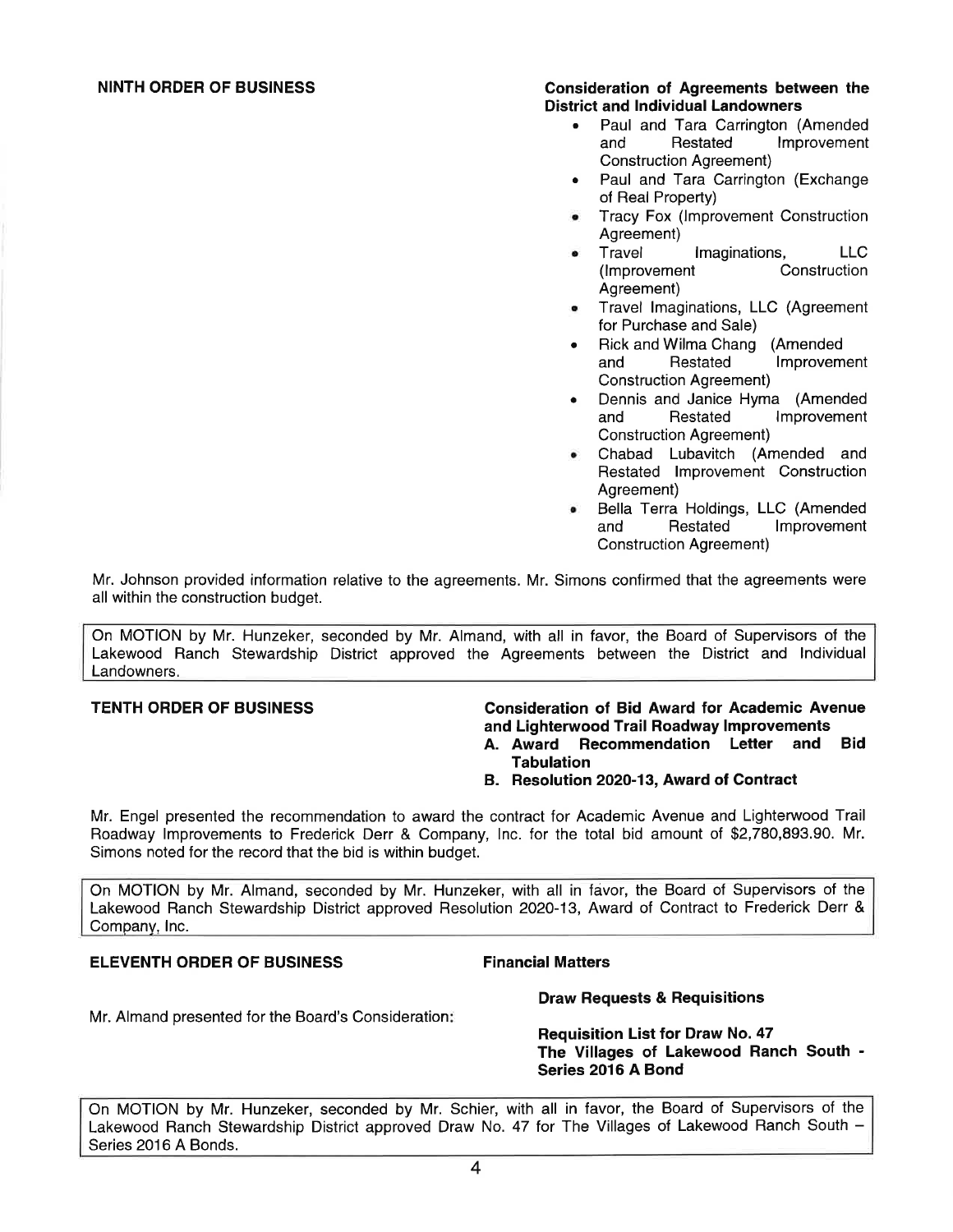**NINTH ORDER OF BUSINESS** **Consideration of Agreements between the District and Individual Landowners**

- Paul and Tara Carrington (Amended and Restated Improvement Construction Agreement)
- Paul and Tara Carrington (Exchange of Real Property)
- Tracy Fox (Improvement Construction Agreement)
- Travel Imaginations, LLC (Improvement Construction Agreement)
- Travel Imaginations, LLC (Agreement for Purchase and Sale)
- Rick and Wilma Chang (Amended and Restated Improvement Construction Agreement)
- Dennis and Janice Hyma (Amended and Restated Improvement Construction Agreement)
- Chabad Lubavitch (Amended and Restated Improvement Construction Agreement)
- Bella Terra Holdings, LLC (Amended and Restated Improvement Construction Agreement)

Mr. Johnson provided information relative to the agreements. Mr. Simons confirmed that the agreements were all within the construction budget.

> On MOTION by Mr. Hunzeker, seconded by Mr. Almand, with all in favor, the Board of Supervisors of the Lakewood Ranch Stewardship District approved the Agreements between the District and Individual Landowners.

**TENTH ORDER OF BUSINESS** **Consideration of Bid Award for Academic Avenue and Lighterwood Trail Roadway Improvements**

**A. Award Recommendation Letter and Bid Tabulation**

**B. Resolution 2020-13, Award of Contract**

Mr. Engel presented the recommendation to award the contract for Academic Avenue and Lighterwood Trail Roadway Improvements to Frederick Derr & Company, Inc. for the total bid amount of $2,780,893.90. Mr. Simons noted for the record that the bid is within budget.

> On MOTION by Mr. Almand, seconded by Mr. Hunzeker, with all in favor, the Board of Supervisors of the Lakewood Ranch Stewardship District approved Resolution 2020-13, Award of Contract to Frederick Derr & Company, Inc.

**ELEVENTH ORDER OF BUSINESS** **Financial Matters**

**Draw Requests & Requisitions**

Mr. Almand presented for the Board's Consideration:

**Requisition List for Draw No. 47**
**The Villages of Lakewood Ranch South - Series 2016 A Bond**

> On MOTION by Mr. Hunzeker, seconded by Mr. Schier, with all in favor, the Board of Supervisors of the Lakewood Ranch Stewardship District approved Draw No. 47 for The Villages of Lakewood Ranch South – Series 2016 A Bonds.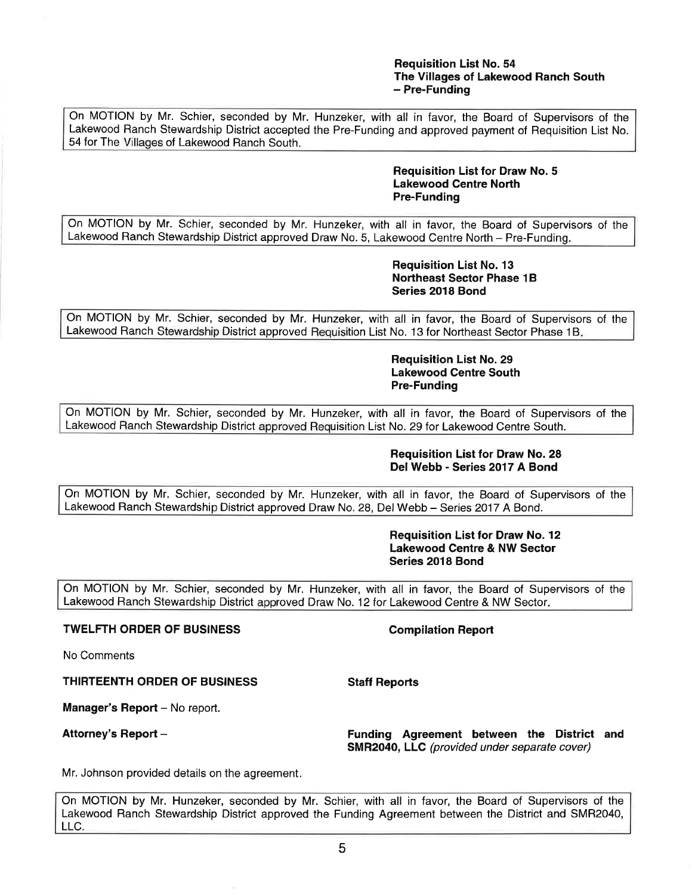**Requisition List No. 54**
**The Villages of Lakewood Ranch South**
**– Pre-Funding**

On MOTION by Mr. Schier, seconded by Mr. Hunzeker, with all in favor, the Board of Supervisors of the Lakewood Ranch Stewardship District accepted the Pre-Funding and approved payment of Requisition List No. 54 for The Villages of Lakewood Ranch South.

**Requisition List for Draw No. 5**
**Lakewood Centre North**
**Pre-Funding**

On MOTION by Mr. Schier, seconded by Mr. Hunzeker, with all in favor, the Board of Supervisors of the Lakewood Ranch Stewardship District approved Draw No. 5, Lakewood Centre North – Pre-Funding.

**Requisition List No. 13**
**Northeast Sector Phase 1B**
**Series 2018 Bond**

On MOTION by Mr. Schier, seconded by Mr. Hunzeker, with all in favor, the Board of Supervisors of the Lakewood Ranch Stewardship District approved Requisition List No. 13 for Northeast Sector Phase 1B.

**Requisition List No. 29**
**Lakewood Centre South**
**Pre-Funding**

On MOTION by Mr. Schier, seconded by Mr. Hunzeker, with all in favor, the Board of Supervisors of the Lakewood Ranch Stewardship District approved Requisition List No. 29 for Lakewood Centre South.

**Requisition List for Draw No. 28**
**Del Webb - Series 2017 A Bond**

On MOTION by Mr. Schier, seconded by Mr. Hunzeker, with all in favor, the Board of Supervisors of the Lakewood Ranch Stewardship District approved Draw No. 28, Del Webb – Series 2017 A Bond.

**Requisition List for Draw No. 12**
**Lakewood Centre & NW Sector**
**Series 2018 Bond**

On MOTION by Mr. Schier, seconded by Mr. Hunzeker, with all in favor, the Board of Supervisors of the Lakewood Ranch Stewardship District approved Draw No. 12 for Lakewood Centre & NW Sector.

**TWELFTH ORDER OF BUSINESS** **Compilation Report**

No Comments

**THIRTEENTH ORDER OF BUSINESS** **Staff Reports**

**Manager's Report** – No report.

**Attorney's Report** – **Funding Agreement between the District and SMR2040, LLC** *(provided under separate cover)*

Mr. Johnson provided details on the agreement.

On MOTION by Mr. Hunzeker, seconded by Mr. Schier, with all in favor, the Board of Supervisors of the Lakewood Ranch Stewardship District approved the Funding Agreement between the District and SMR2040, LLC.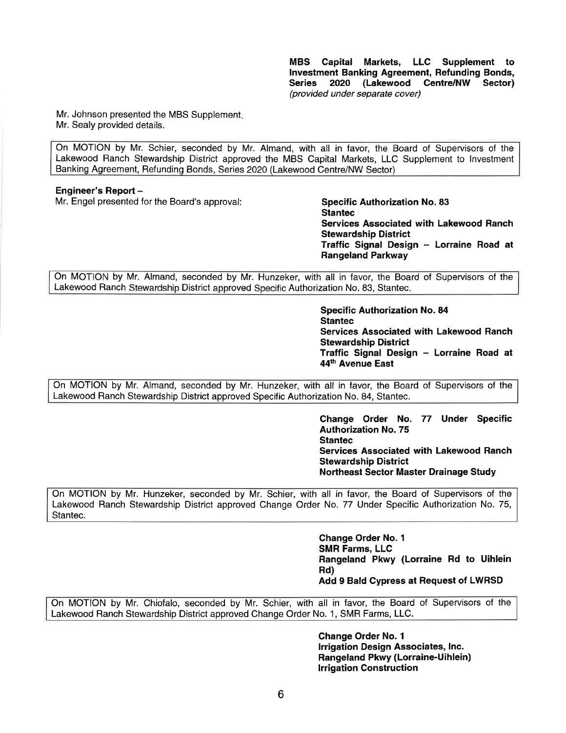**MBS Capital Markets, LLC Supplement to Investment Banking Agreement, Refunding Bonds, Series 2020 (Lakewood Centre/NW Sector)**
*(provided under separate cover)*

Mr. Johnson presented the MBS Supplement.
Mr. Sealy provided details.

> On MOTION by Mr. Schier, seconded by Mr. Almand, with all in favor, the Board of Supervisors of the Lakewood Ranch Stewardship District approved the MBS Capital Markets, LLC Supplement to Investment Banking Agreement, Refunding Bonds, Series 2020 (Lakewood Centre/NW Sector)

**Engineer's Report –**

Mr. Engel presented for the Board's approval:

**Specific Authorization No. 83**
**Stantec**
**Services Associated with Lakewood Ranch Stewardship District**
**Traffic Signal Design – Lorraine Road at Rangeland Parkway**

> On MOTION by Mr. Almand, seconded by Mr. Hunzeker, with all in favor, the Board of Supervisors of the Lakewood Ranch Stewardship District approved Specific Authorization No. 83, Stantec.

**Specific Authorization No. 84**
**Stantec**
**Services Associated with Lakewood Ranch Stewardship District**
**Traffic Signal Design – Lorraine Road at 44th Avenue East**

> On MOTION by Mr. Almand, seconded by Mr. Hunzeker, with all in favor, the Board of Supervisors of the Lakewood Ranch Stewardship District approved Specific Authorization No. 84, Stantec.

**Change Order No. 77 Under Specific Authorization No. 75**
**Stantec**
**Services Associated with Lakewood Ranch Stewardship District**
**Northeast Sector Master Drainage Study**

> On MOTION by Mr. Hunzeker, seconded by Mr. Schier, with all in favor, the Board of Supervisors of the Lakewood Ranch Stewardship District approved Change Order No. 77 Under Specific Authorization No. 75, Stantec.

**Change Order No. 1**
**SMR Farms, LLC**
**Rangeland Pkwy (Lorraine Rd to Uihlein Rd)**
**Add 9 Bald Cypress at Request of LWRSD**

> On MOTION by Mr. Chiofalo, seconded by Mr. Schier, with all in favor, the Board of Supervisors of the Lakewood Ranch Stewardship District approved Change Order No. 1, SMR Farms, LLC.

**Change Order No. 1**
**Irrigation Design Associates, Inc.**
**Rangeland Pkwy (Lorraine-Uihlein)**
**Irrigation Construction**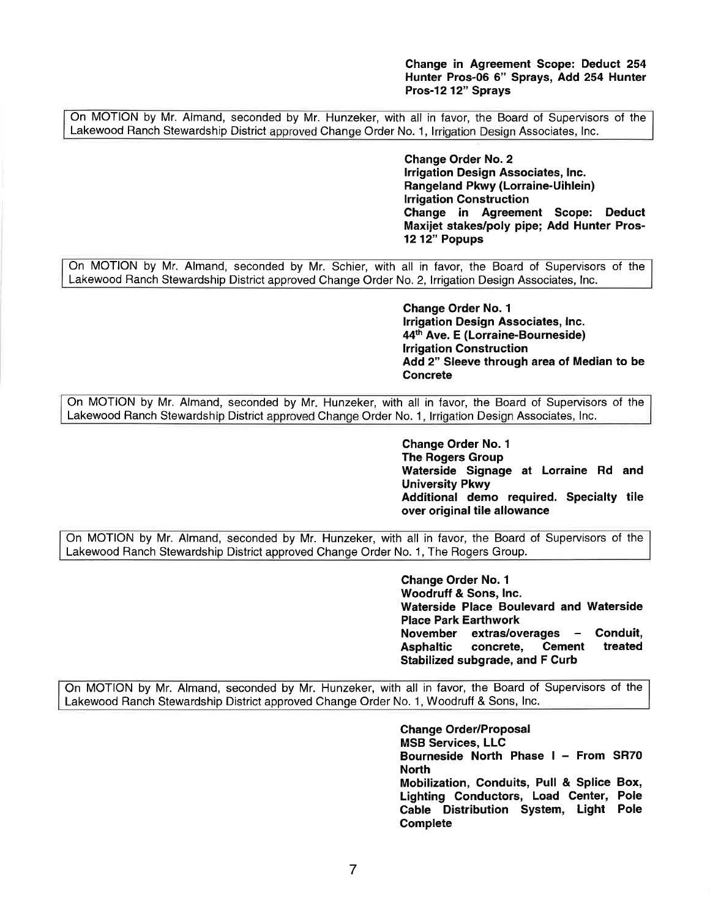**Change in Agreement Scope: Deduct 254 Hunter Pros-06 6" Sprays, Add 254 Hunter Pros-12 12" Sprays**

On MOTION by Mr. Almand, seconded by Mr. Hunzeker, with all in favor, the Board of Supervisors of the Lakewood Ranch Stewardship District approved Change Order No. 1, Irrigation Design Associates, Inc.

**Change Order No. 2**
**Irrigation Design Associates, Inc.**
**Rangeland Pkwy (Lorraine-Uihlein)**
**Irrigation Construction**
**Change in Agreement Scope: Deduct Maxijet stakes/poly pipe; Add Hunter Pros-12 12" Popups**

On MOTION by Mr. Almand, seconded by Mr. Schier, with all in favor, the Board of Supervisors of the Lakewood Ranch Stewardship District approved Change Order No. 2, Irrigation Design Associates, Inc.

**Change Order No. 1**
**Irrigation Design Associates, Inc.**
**44th Ave. E (Lorraine-Bourneside)**
**Irrigation Construction**
**Add 2" Sleeve through area of Median to be Concrete**

On MOTION by Mr. Almand, seconded by Mr. Hunzeker, with all in favor, the Board of Supervisors of the Lakewood Ranch Stewardship District approved Change Order No. 1, Irrigation Design Associates, Inc.

**Change Order No. 1**
**The Rogers Group**
**Waterside Signage at Lorraine Rd and University Pkwy**
**Additional demo required. Specialty tile over original tile allowance**

On MOTION by Mr. Almand, seconded by Mr. Hunzeker, with all in favor, the Board of Supervisors of the Lakewood Ranch Stewardship District approved Change Order No. 1, The Rogers Group.

**Change Order No. 1**
**Woodruff & Sons, Inc.**
**Waterside Place Boulevard and Waterside Place Park Earthwork**
**November extras/overages – Conduit, Asphaltic concrete, Cement treated Stabilized subgrade, and F Curb**

On MOTION by Mr. Almand, seconded by Mr. Hunzeker, with all in favor, the Board of Supervisors of the Lakewood Ranch Stewardship District approved Change Order No. 1, Woodruff & Sons, Inc.

**Change Order/Proposal**
**MSB Services, LLC**
**Bourneside North Phase I – From SR70 North**
**Mobilization, Conduits, Pull & Splice Box, Lighting Conductors, Load Center, Pole Cable Distribution System, Light Pole Complete**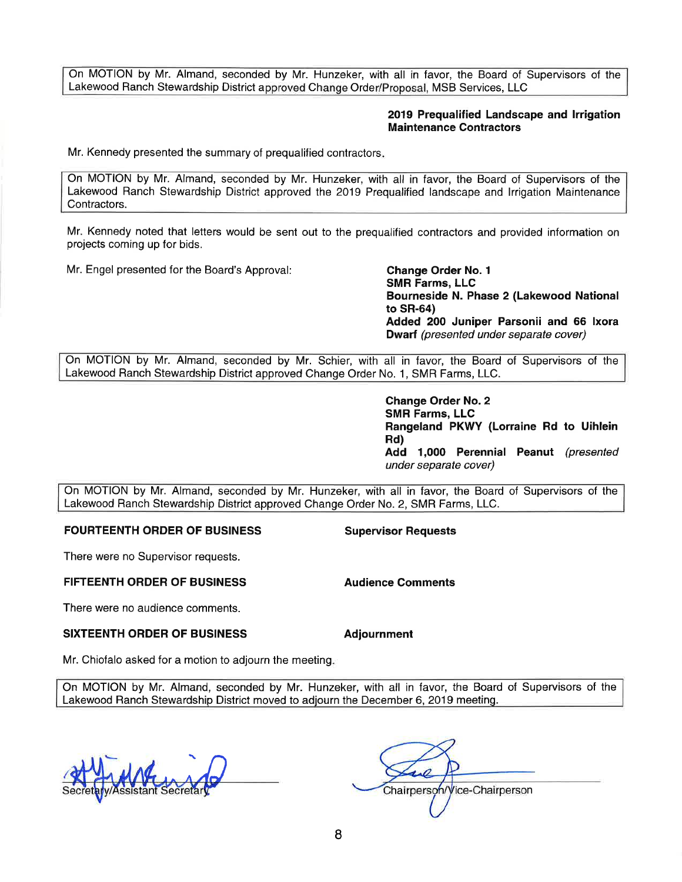On MOTION by Mr. Almand, seconded by Mr. Hunzeker, with all in favor, the Board of Supervisors of the Lakewood Ranch Stewardship District approved Change Order/Proposal, MSB Services, LLC

**2019 Prequalified Landscape and Irrigation Maintenance Contractors**

Mr. Kennedy presented the summary of prequalified contractors.

On MOTION by Mr. Almand, seconded by Mr. Hunzeker, with all in favor, the Board of Supervisors of the Lakewood Ranch Stewardship District approved the 2019 Prequalified landscape and Irrigation Maintenance Contractors.

Mr. Kennedy noted that letters would be sent out to the prequalified contractors and provided information on projects coming up for bids.

Mr. Engel presented for the Board's Approval:

**Change Order No. 1**
**SMR Farms, LLC**
**Bourneside N. Phase 2 (Lakewood National to SR-64)**
**Added 200 Juniper Parsonii and 66 Ixora Dwarf** *(presented under separate cover)*

On MOTION by Mr. Almand, seconded by Mr. Schier, with all in favor, the Board of Supervisors of the Lakewood Ranch Stewardship District approved Change Order No. 1, SMR Farms, LLC.

**Change Order No. 2**
**SMR Farms, LLC**
**Rangeland PKWY (Lorraine Rd to Uihlein Rd)**
**Add 1,000 Perennial Peanut** *(presented under separate cover)*

On MOTION by Mr. Almand, seconded by Mr. Hunzeker, with all in favor, the Board of Supervisors of the Lakewood Ranch Stewardship District approved Change Order No. 2, SMR Farms, LLC.

**FOURTEENTH ORDER OF BUSINESS** — **Supervisor Requests**

There were no Supervisor requests.

**FIFTEENTH ORDER OF BUSINESS** — **Audience Comments**

There were no audience comments.

**SIXTEENTH ORDER OF BUSINESS** — **Adjournment**

Mr. Chiofalo asked for a motion to adjourn the meeting.

On MOTION by Mr. Almand, seconded by Mr. Hunzeker, with all in favor, the Board of Supervisors of the Lakewood Ranch Stewardship District moved to adjourn the December 6, 2019 meeting.

Secretary/Assistant Secretary

Chairperson/Vice-Chairperson